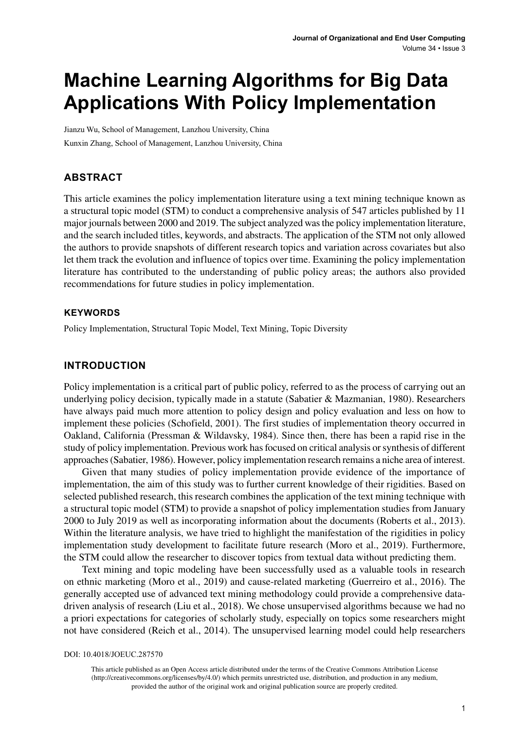# Machine Learning Algorithms for Big Data Applications With Policy Implementation

Jianzu Wu, School of Management, Lanzhou University, China

Kunxin Zhang, School of Management, Lanzhou University, China

## ABSTRACT

This article examines the policy implementation literature using a text mining technique known as a structural topic model (STM) to conduct a comprehensive analysis of 547 articles published by 11 major journals between 2000 and 2019. The subject analyzed was the policy implementation literature, and the search included titles, keywords, and abstracts. The application of the STM not only allowed the authors to provide snapshots of different research topics and variation across covariates but also let them track the evolution and influence of topics over time. Examining the policy implementation literature has contributed to the understanding of public policy areas; the authors also provided recommendations for future studies in policy implementation.

### KEYWORDS

Policy Implementation, Structural Topic Model, Text Mining, Topic Diversity

## INTRODUCTION

Policy implementation is a critical part of public policy, referred to as the process of carrying out an underlying policy decision, typically made in a statute (Sabatier & Mazmanian, 1980). Researchers have always paid much more attention to policy design and policy evaluation and less on how to implement these policies (Schofield, 2001). The first studies of implementation theory occurred in Oakland, California (Pressman & Wildavsky, 1984). Since then, there has been a rapid rise in the study of policy implementation. Previous work has focused on critical analysis or synthesis of different approaches (Sabatier, 1986). However, policy implementation research remains a niche area of interest.

Given that many studies of policy implementation provide evidence of the importance of implementation, the aim of this study was to further current knowledge of their rigidities. Based on selected published research, this research combines the application of the text mining technique with a structural topic model (STM) to provide a snapshot of policy implementation studies from January 2000 to July 2019 as well as incorporating information about the documents (Roberts et al., 2013). Within the literature analysis, we have tried to highlight the manifestation of the rigidities in policy implementation study development to facilitate future research (Moro et al., 2019). Furthermore, the STM could allow the researcher to discover topics from textual data without predicting them.

Text mining and topic modeling have been successfully used as a valuable tools in research on ethnic marketing (Moro et al., 2019) and cause-related marketing (Guerreiro et al., 2016). The generally accepted use of advanced text mining methodology could provide a comprehensive data-driven analysis of research (Liu et al., 2018). We chose unsupervised algorithms because we had no a priori expectations for categories of scholarly study, especially on topics some researchers might not have considered (Reich et al., 2014). The unsupervised learning model could help researchers

DOI: 10.4018/JOEUC.287570

This article published as an Open Access article distributed under the terms of the Creative Commons Attribution License (http://creativecommons.org/licenses/by/4.0/) which permits unrestricted use, distribution, and production in any medium, provided the author of the original work and original publication source are properly credited.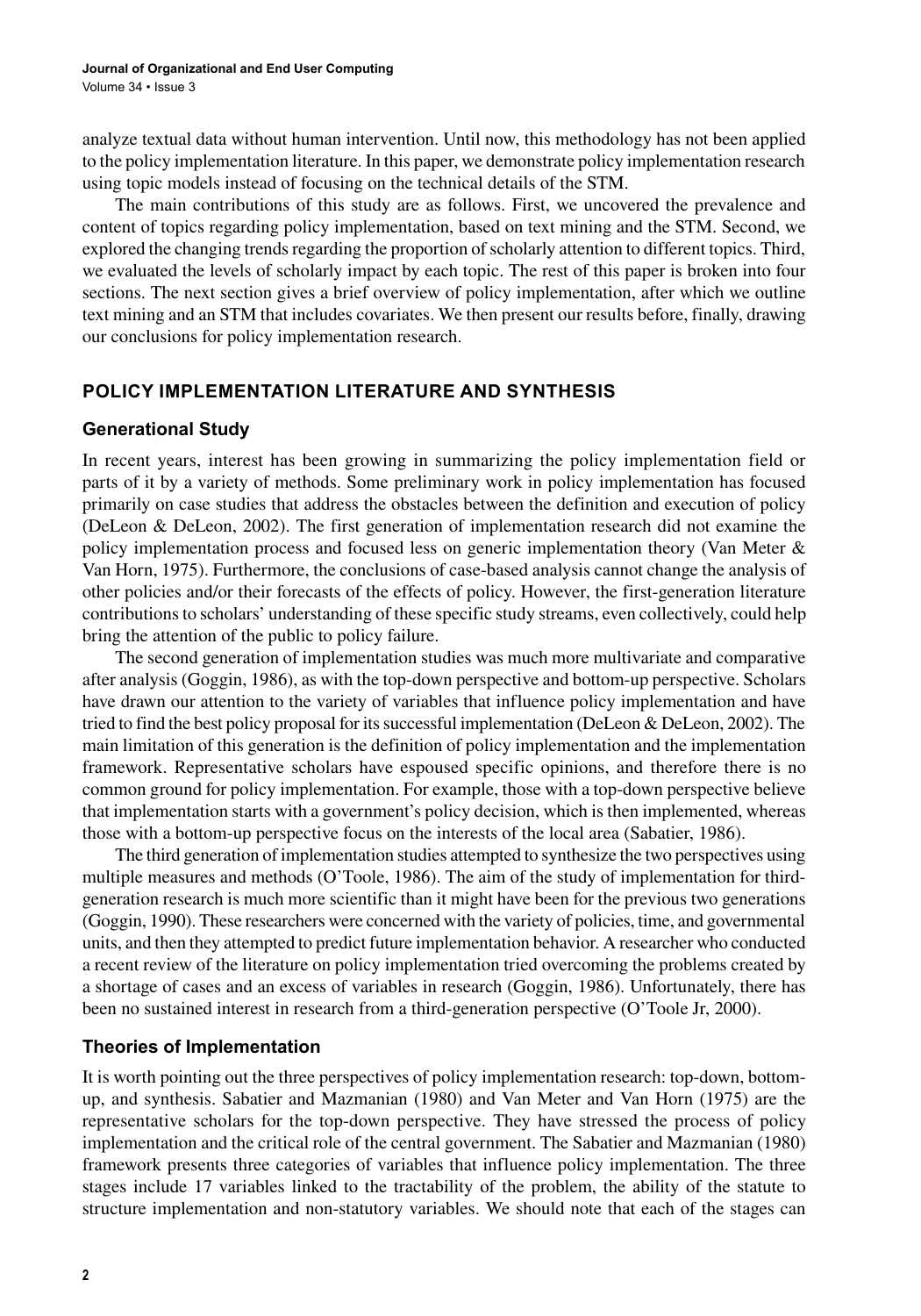analyze textual data without human intervention. Until now, this methodology has not been applied to the policy implementation literature. In this paper, we demonstrate policy implementation research using topic models instead of focusing on the technical details of the STM.

The main contributions of this study are as follows. First, we uncovered the prevalence and content of topics regarding policy implementation, based on text mining and the STM. Second, we explored the changing trends regarding the proportion of scholarly attention to different topics. Third, we evaluated the levels of scholarly impact by each topic. The rest of this paper is broken into four sections. The next section gives a brief overview of policy implementation, after which we outline text mining and an STM that includes covariates. We then present our results before, finally, drawing our conclusions for policy implementation research.

## POLICY IMPLEMENTATION LITERATURE AND SYNTHESIS

### Generational Study

In recent years, interest has been growing in summarizing the policy implementation field or parts of it by a variety of methods. Some preliminary work in policy implementation has focused primarily on case studies that address the obstacles between the definition and execution of policy (DeLeon & DeLeon, 2002). The first generation of implementation research did not examine the policy implementation process and focused less on generic implementation theory (Van Meter & Van Horn, 1975). Furthermore, the conclusions of case-based analysis cannot change the analysis of other policies and/or their forecasts of the effects of policy. However, the first-generation literature contributions to scholars' understanding of these specific study streams, even collectively, could help bring the attention of the public to policy failure.

The second generation of implementation studies was much more multivariate and comparative after analysis (Goggin, 1986), as with the top-down perspective and bottom-up perspective. Scholars have drawn our attention to the variety of variables that influence policy implementation and have tried to find the best policy proposal for its successful implementation (DeLeon & DeLeon, 2002). The main limitation of this generation is the definition of policy implementation and the implementation framework. Representative scholars have espoused specific opinions, and therefore there is no common ground for policy implementation. For example, those with a top-down perspective believe that implementation starts with a government's policy decision, which is then implemented, whereas those with a bottom-up perspective focus on the interests of the local area (Sabatier, 1986).

The third generation of implementation studies attempted to synthesize the two perspectives using multiple measures and methods (O'Toole, 1986). The aim of the study of implementation for third-generation research is much more scientific than it might have been for the previous two generations (Goggin, 1990). These researchers were concerned with the variety of policies, time, and governmental units, and then they attempted to predict future implementation behavior. A researcher who conducted a recent review of the literature on policy implementation tried overcoming the problems created by a shortage of cases and an excess of variables in research (Goggin, 1986). Unfortunately, there has been no sustained interest in research from a third-generation perspective (O'Toole Jr, 2000).

### Theories of Implementation

It is worth pointing out the three perspectives of policy implementation research: top-down, bottom-up, and synthesis. Sabatier and Mazmanian (1980) and Van Meter and Van Horn (1975) are the representative scholars for the top-down perspective. They have stressed the process of policy implementation and the critical role of the central government. The Sabatier and Mazmanian (1980) framework presents three categories of variables that influence policy implementation. The three stages include 17 variables linked to the tractability of the problem, the ability of the statute to structure implementation and non-statutory variables. We should note that each of the stages can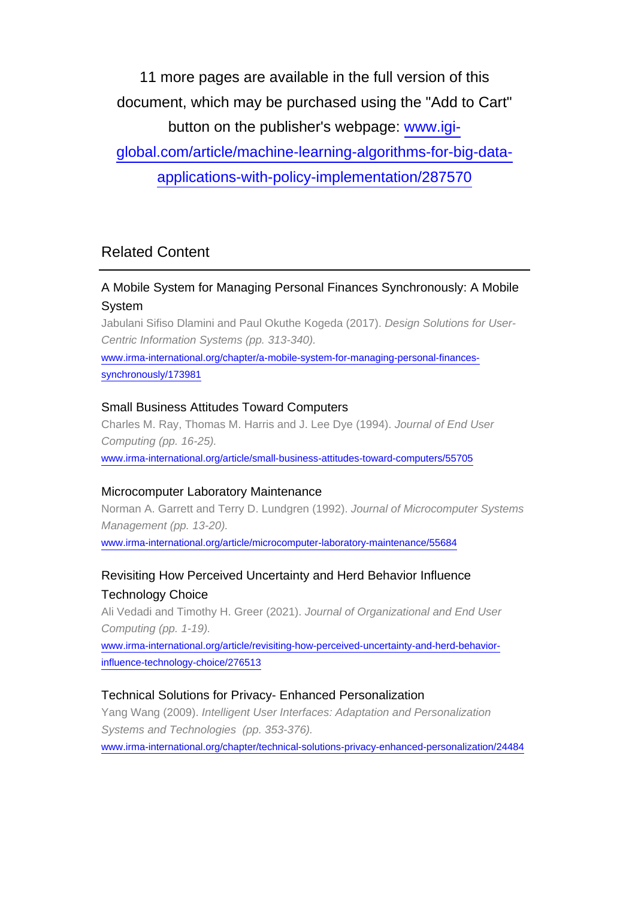11 more pages are available in the full version of this document, which may be purchased using the "Add to Cart" button on the publisher's webpage: www.igi-global.com/article/machine-learning-algorithms-for-big-data-applications-with-policy-implementation/287570

## Related Content

### A Mobile System for Managing Personal Finances Synchronously: A Mobile System

Jabulani Sifiso Dlamini and Paul Okuthe Kogeda (2017). *Design Solutions for User-Centric Information Systems (pp. 313-340).*

www.irma-international.org/chapter/a-mobile-system-for-managing-personal-finances-synchronously/173981

### Small Business Attitudes Toward Computers

Charles M. Ray, Thomas M. Harris and J. Lee Dye (1994). *Journal of End User Computing (pp. 16-25).*

www.irma-international.org/article/small-business-attitudes-toward-computers/55705

### Microcomputer Laboratory Maintenance

Norman A. Garrett and Terry D. Lundgren (1992). *Journal of Microcomputer Systems Management (pp. 13-20).*

www.irma-international.org/article/microcomputer-laboratory-maintenance/55684

### Revisiting How Perceived Uncertainty and Herd Behavior Influence Technology Choice

Ali Vedadi and Timothy H. Greer (2021). *Journal of Organizational and End User Computing (pp. 1-19).*

www.irma-international.org/article/revisiting-how-perceived-uncertainty-and-herd-behavior-influence-technology-choice/276513

### Technical Solutions for Privacy- Enhanced Personalization

Yang Wang (2009). *Intelligent User Interfaces: Adaptation and Personalization Systems and Technologies (pp. 353-376).*

www.irma-international.org/chapter/technical-solutions-privacy-enhanced-personalization/24484